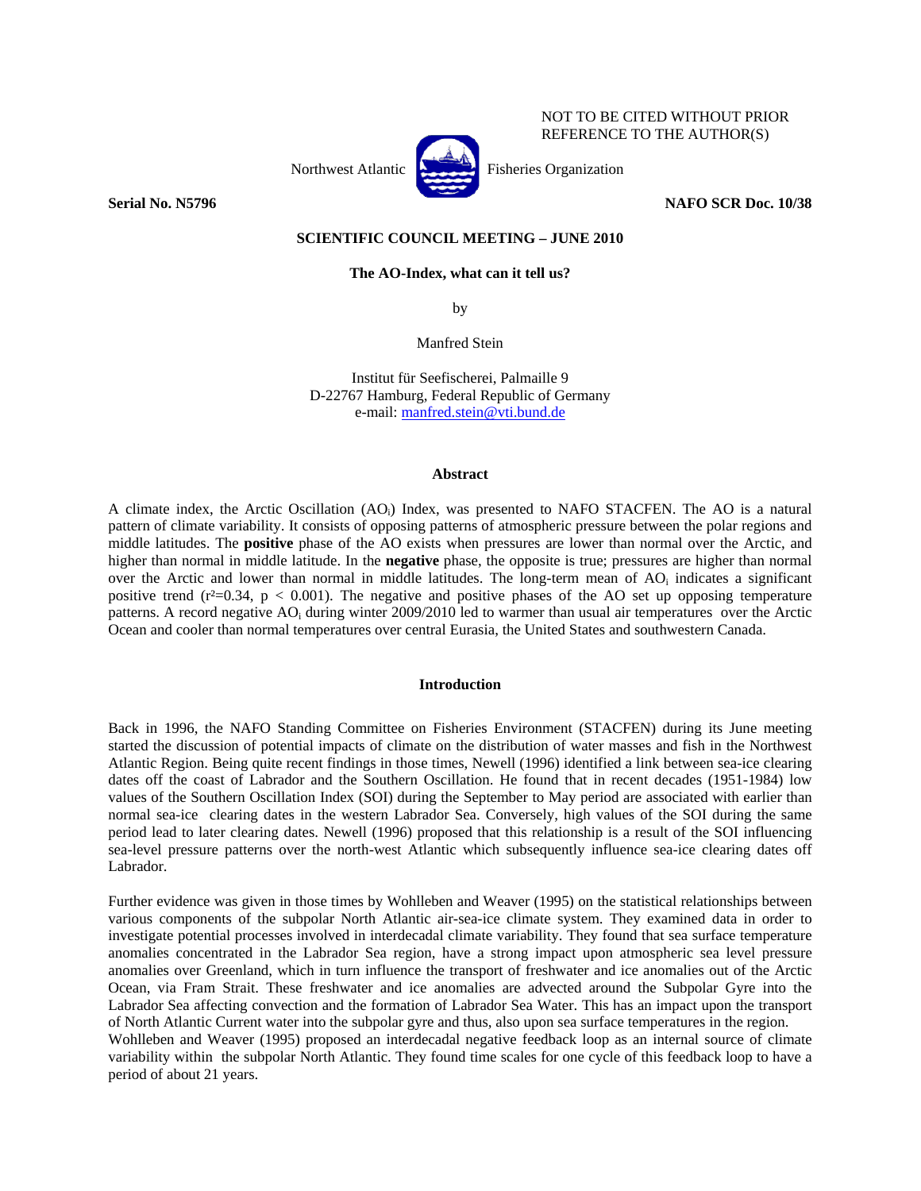NOT TO BE CITED WITHOUT PRIOR REFERENCE TO THE AUTHOR(S)

Northwest Atlantic Fisheries Organization

**Serial No. N5796** **NAFO SCR Doc. 10/38**

**SCIENTIFIC COUNCIL MEETING – JUNE 2010**

# The AO-Index, what can it tell us?

by

Manfred Stein

Institut für Seefischerei, Palmaille 9
D-22767 Hamburg, Federal Republic of Germany
e-mail: manfred.stein@vti.bund.de

## Abstract

A climate index, the Arctic Oscillation ($AO_i$) Index, was presented to NAFO STACFEN. The AO is a natural pattern of climate variability. It consists of opposing patterns of atmospheric pressure between the polar regions and middle latitudes. The **positive** phase of the AO exists when pressures are lower than normal over the Arctic, and higher than normal in middle latitude. In the **negative** phase, the opposite is true; pressures are higher than normal over the Arctic and lower than normal in middle latitudes. The long-term mean of $AO_i$ indicates a significant positive trend ($r^2$=0.34, $p < 0.001$). The negative and positive phases of the AO set up opposing temperature patterns. A record negative $AO_i$ during winter 2009/2010 led to warmer than usual air temperatures over the Arctic Ocean and cooler than normal temperatures over central Eurasia, the United States and southwestern Canada.

## Introduction

Back in 1996, the NAFO Standing Committee on Fisheries Environment (STACFEN) during its June meeting started the discussion of potential impacts of climate on the distribution of water masses and fish in the Northwest Atlantic Region. Being quite recent findings in those times, Newell (1996) identified a link between sea-ice clearing dates off the coast of Labrador and the Southern Oscillation. He found that in recent decades (1951-1984) low values of the Southern Oscillation Index (SOI) during the September to May period are associated with earlier than normal sea-ice clearing dates in the western Labrador Sea. Conversely, high values of the SOI during the same period lead to later clearing dates. Newell (1996) proposed that this relationship is a result of the SOI influencing sea-level pressure patterns over the north-west Atlantic which subsequently influence sea-ice clearing dates off Labrador.

Further evidence was given in those times by Wohlleben and Weaver (1995) on the statistical relationships between various components of the subpolar North Atlantic air-sea-ice climate system. They examined data in order to investigate potential processes involved in interdecadal climate variability. They found that sea surface temperature anomalies concentrated in the Labrador Sea region, have a strong impact upon atmospheric sea level pressure anomalies over Greenland, which in turn influence the transport of freshwater and ice anomalies out of the Arctic Ocean, via Fram Strait. These freshwater and ice anomalies are advected around the Subpolar Gyre into the Labrador Sea affecting convection and the formation of Labrador Sea Water. This has an impact upon the transport of North Atlantic Current water into the subpolar gyre and thus, also upon sea surface temperatures in the region. Wohlleben and Weaver (1995) proposed an interdecadal negative feedback loop as an internal source of climate variability within the subpolar North Atlantic. They found time scales for one cycle of this feedback loop to have a period of about 21 years.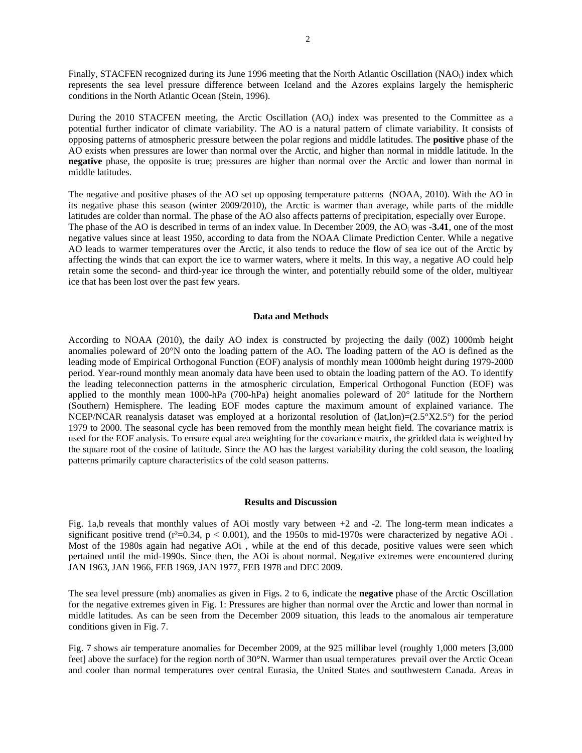Finally, STACFEN recognized during its June 1996 meeting that the North Atlantic Oscillation ($NAO_i$) index which represents the sea level pressure difference between Iceland and the Azores explains largely the hemispheric conditions in the North Atlantic Ocean (Stein, 1996).

During the 2010 STACFEN meeting, the Arctic Oscillation ($AO_i$) index was presented to the Committee as a potential further indicator of climate variability. The AO is a natural pattern of climate variability. It consists of opposing patterns of atmospheric pressure between the polar regions and middle latitudes. The **positive** phase of the AO exists when pressures are lower than normal over the Arctic, and higher than normal in middle latitude. In the **negative** phase, the opposite is true; pressures are higher than normal over the Arctic and lower than normal in middle latitudes.

The negative and positive phases of the AO set up opposing temperature patterns (NOAA, 2010). With the AO in its negative phase this season (winter 2009/2010), the Arctic is warmer than average, while parts of the middle latitudes are colder than normal. The phase of the AO also affects patterns of precipitation, especially over Europe. The phase of the AO is described in terms of an index value. In December 2009, the $AO_i$ was **-3.41**, one of the most negative values since at least 1950, according to data from the NOAA Climate Prediction Center. While a negative AO leads to warmer temperatures over the Arctic, it also tends to reduce the flow of sea ice out of the Arctic by affecting the winds that can export the ice to warmer waters, where it melts. In this way, a negative AO could help retain some the second- and third-year ice through the winter, and potentially rebuild some of the older, multiyear ice that has been lost over the past few years.

## Data and Methods

According to NOAA (2010), the daily AO index is constructed by projecting the daily (00Z) 1000mb height anomalies poleward of 20°N onto the loading pattern of the AO**.** The loading pattern of the AO is defined as the leading mode of Empirical Orthogonal Function (EOF) analysis of monthly mean 1000mb height during 1979-2000 period. Year-round monthly mean anomaly data have been used to obtain the loading pattern of the AO. To identify the leading teleconnection patterns in the atmospheric circulation, Emperical Orthogonal Function (EOF) was applied to the monthly mean 1000-hPa (700-hPa) height anomalies poleward of 20° latitude for the Northern (Southern) Hemisphere. The leading EOF modes capture the maximum amount of explained variance. The NCEP/NCAR reanalysis dataset was employed at a horizontal resolution of (lat,lon)=(2.5°X2.5°) for the period 1979 to 2000. The seasonal cycle has been removed from the monthly mean height field. The covariance matrix is used for the EOF analysis. To ensure equal area weighting for the covariance matrix, the gridded data is weighted by the square root of the cosine of latitude. Since the AO has the largest variability during the cold season, the loading patterns primarily capture characteristics of the cold season patterns.

## Results and Discussion

Fig. 1a,b reveals that monthly values of AOi mostly vary between +2 and -2. The long-term mean indicates a significant positive trend ($r^2=0.34$, $p < 0.001$), and the 1950s to mid-1970s were characterized by negative AOi . Most of the 1980s again had negative AOi , while at the end of this decade, positive values were seen which pertained until the mid-1990s. Since then, the AOi is about normal. Negative extremes were encountered during JAN 1963, JAN 1966, FEB 1969, JAN 1977, FEB 1978 and DEC 2009.

The sea level pressure (mb) anomalies as given in Figs. 2 to 6, indicate the **negative** phase of the Arctic Oscillation for the negative extremes given in Fig. 1: Pressures are higher than normal over the Arctic and lower than normal in middle latitudes. As can be seen from the December 2009 situation, this leads to the anomalous air temperature conditions given in Fig. 7.

Fig. 7 shows air temperature anomalies for December 2009, at the 925 millibar level (roughly 1,000 meters [3,000 feet] above the surface) for the region north of 30°N. Warmer than usual temperatures prevail over the Arctic Ocean and cooler than normal temperatures over central Eurasia, the United States and southwestern Canada. Areas in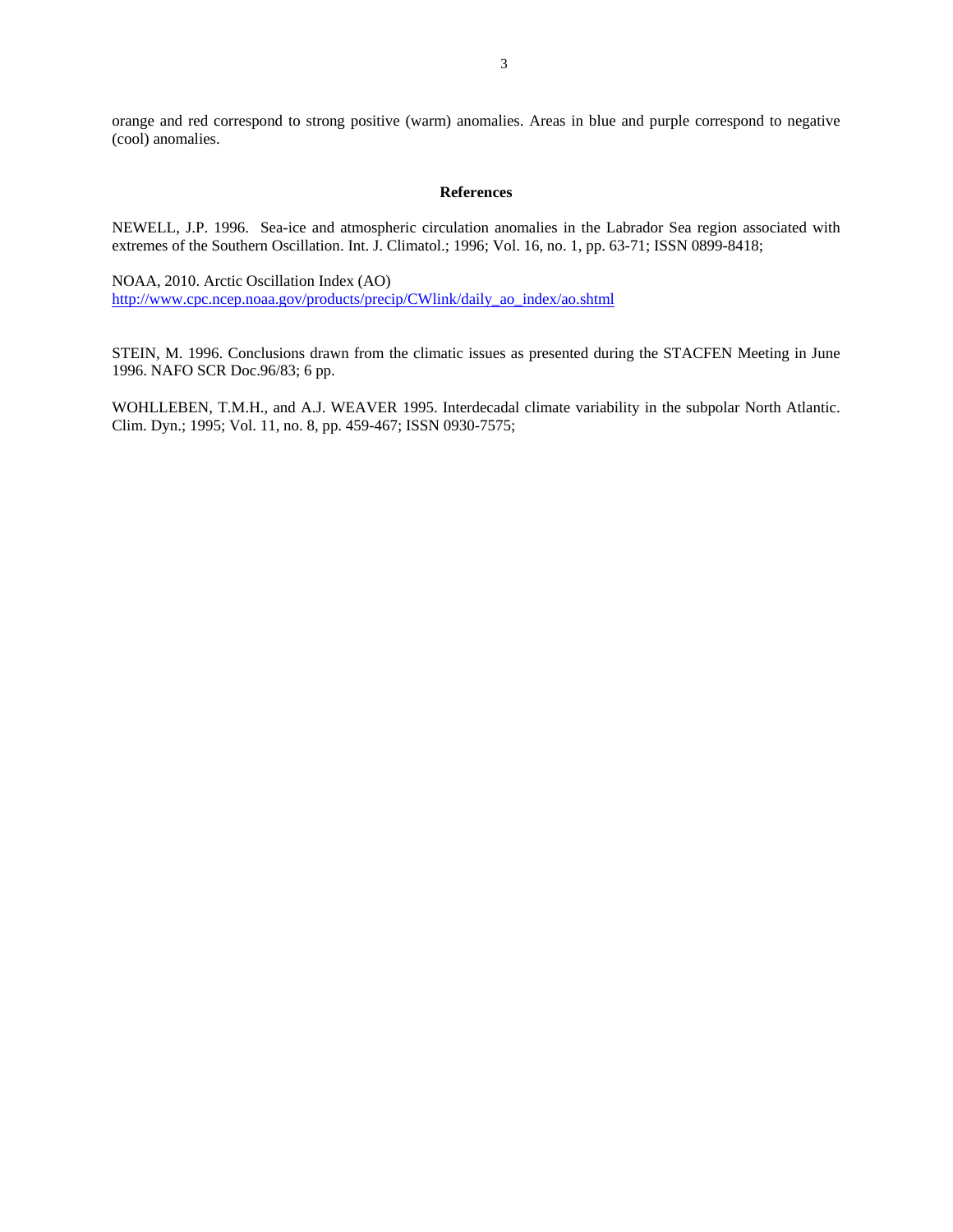orange and red correspond to strong positive (warm) anomalies. Areas in blue and purple correspond to negative (cool) anomalies.

## References

NEWELL, J.P. 1996. Sea-ice and atmospheric circulation anomalies in the Labrador Sea region associated with extremes of the Southern Oscillation. Int. J. Climatol.; 1996; Vol. 16, no. 1, pp. 63-71; ISSN 0899-8418;

NOAA, 2010. Arctic Oscillation Index (AO)
http://www.cpc.ncep.noaa.gov/products/precip/CWlink/daily_ao_index/ao.shtml

STEIN, M. 1996. Conclusions drawn from the climatic issues as presented during the STACFEN Meeting in June 1996. NAFO SCR Doc.96/83; 6 pp.

WOHLLEBEN, T.M.H., and A.J. WEAVER 1995. Interdecadal climate variability in the subpolar North Atlantic. Clim. Dyn.; 1995; Vol. 11, no. 8, pp. 459-467; ISSN 0930-7575;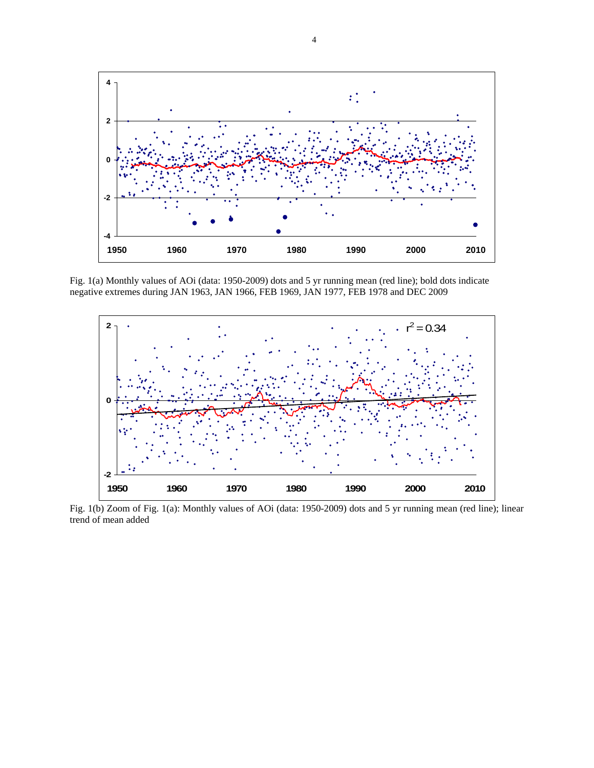Fig. 1(a) Monthly values of AOi (data: 1950-2009) dots and 5 yr running mean (red line); bold dots indicate negative extremes during JAN 1963, JAN 1966, FEB 1969, JAN 1977, FEB 1978 and DEC 2009

Fig. 1(b) Zoom of Fig. 1(a): Monthly values of AOi (data: 1950-2009) dots and 5 yr running mean (red line); linear trend of mean added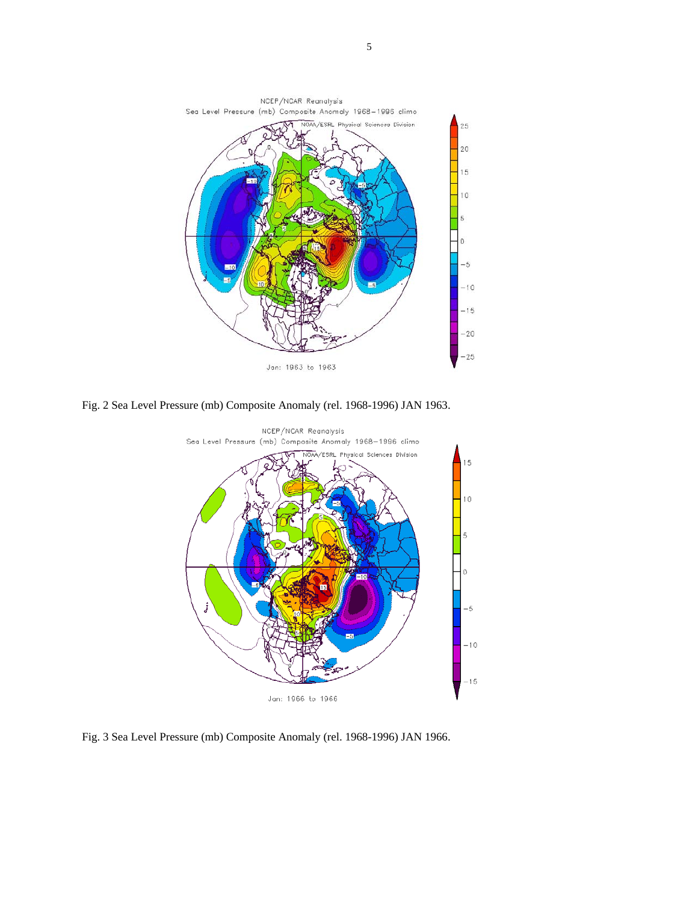Fig. 2 Sea Level Pressure (mb) Composite Anomaly (rel. 1968-1996) JAN 1963.

Fig. 3 Sea Level Pressure (mb) Composite Anomaly (rel. 1968-1996) JAN 1966.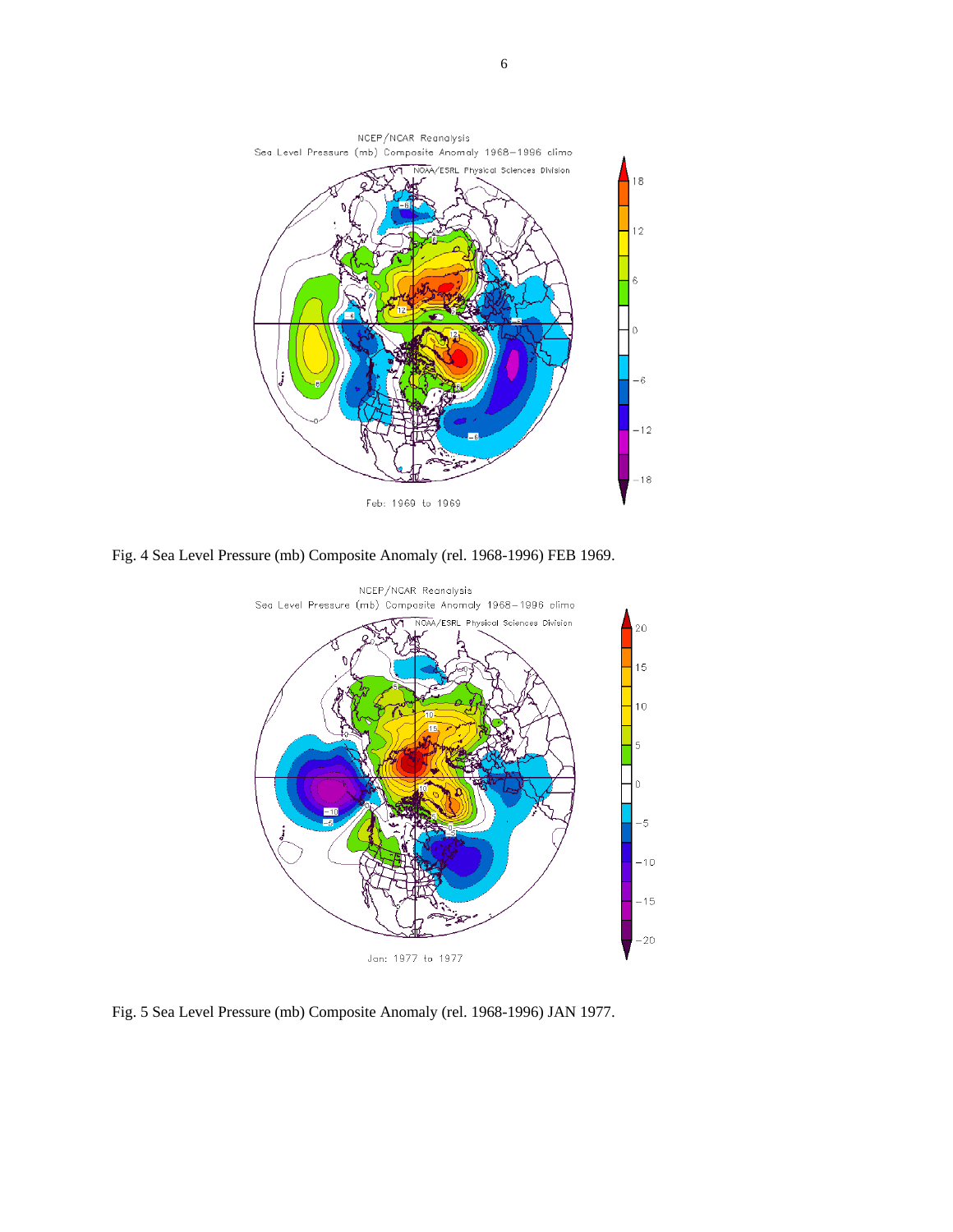Fig. 4 Sea Level Pressure (mb) Composite Anomaly (rel. 1968-1996) FEB 1969.

Fig. 5 Sea Level Pressure (mb) Composite Anomaly (rel. 1968-1996) JAN 1977.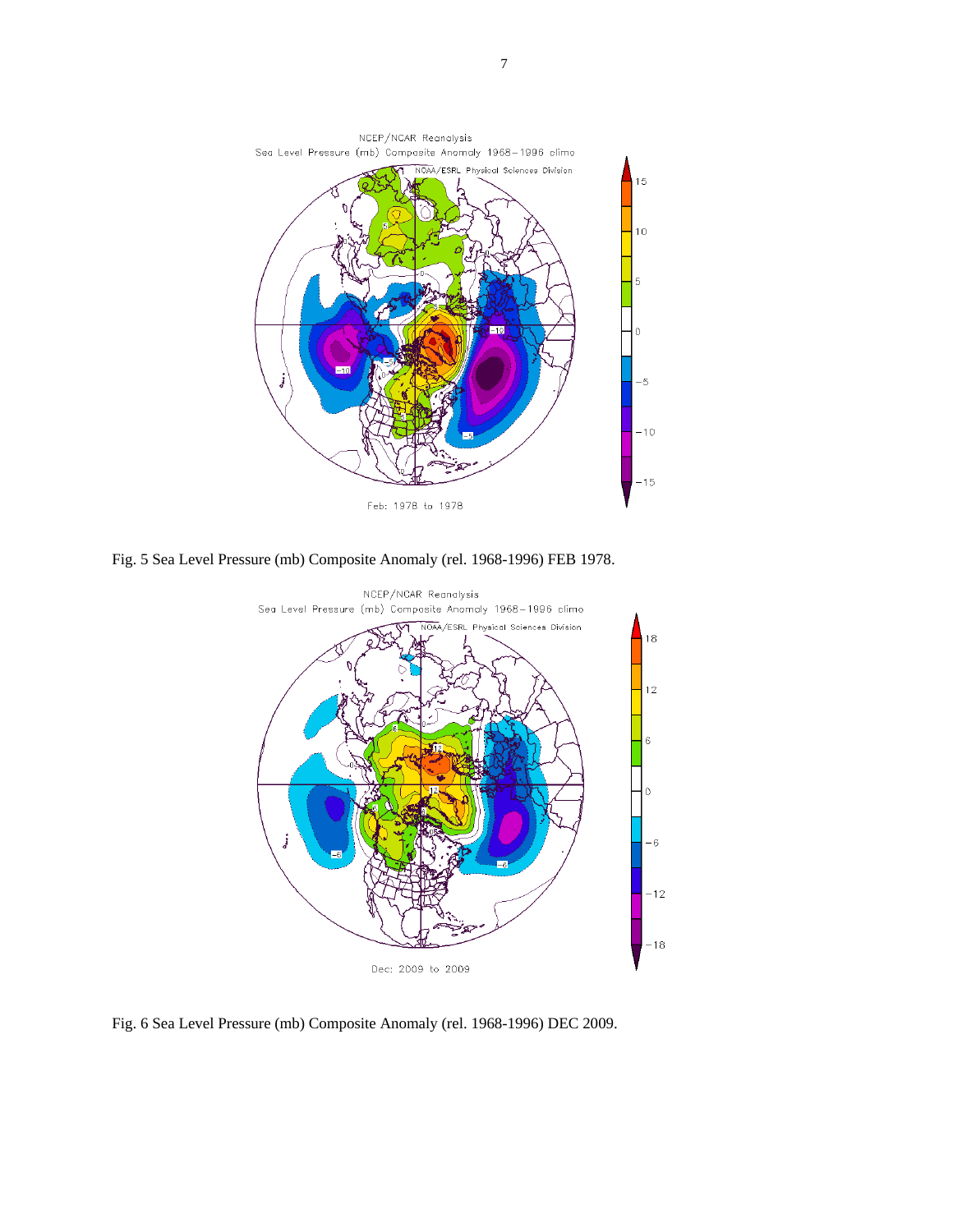Fig. 5 Sea Level Pressure (mb) Composite Anomaly (rel. 1968-1996) FEB 1978.

Fig. 6 Sea Level Pressure (mb) Composite Anomaly (rel. 1968-1996) DEC 2009.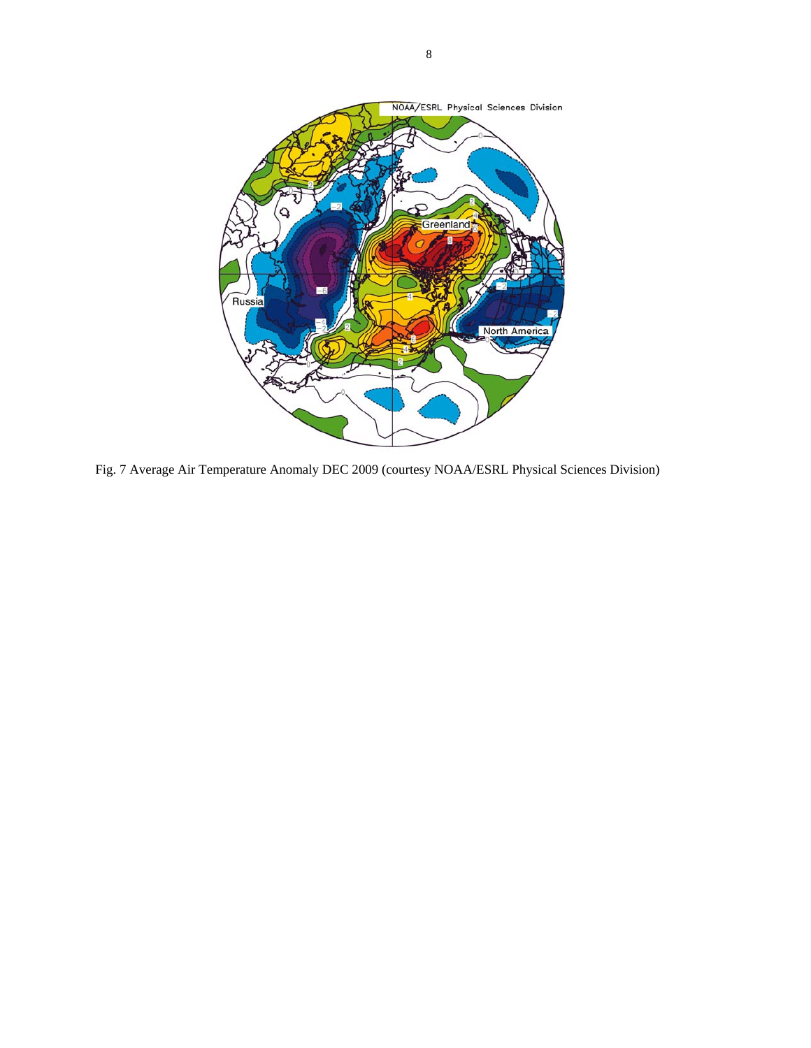NOAA/ESRL Physical Sciences Division

Greenland

Russia

North America

Fig. 7 Average Air Temperature Anomaly DEC 2009 (courtesy NOAA/ESRL Physical Sciences Division)